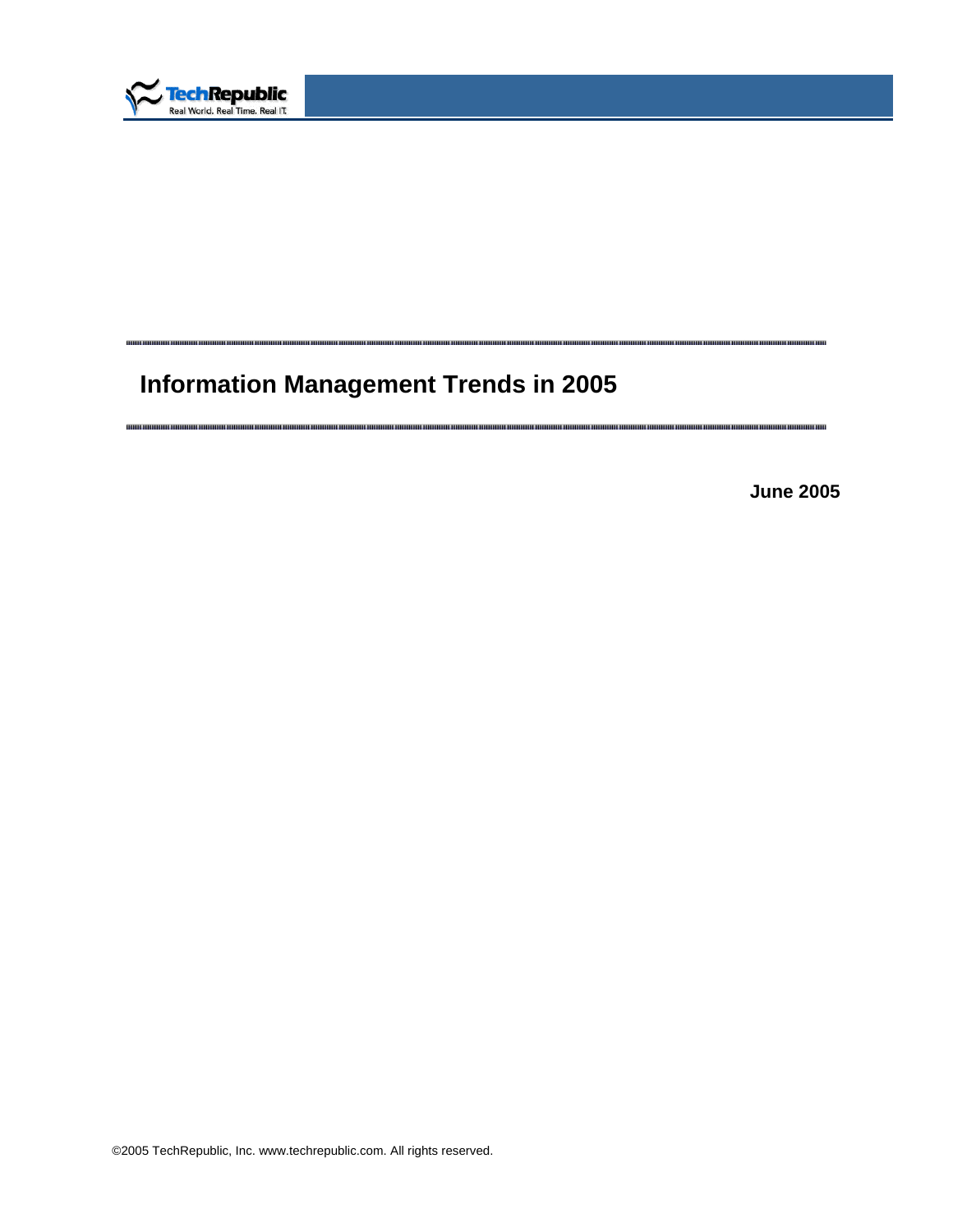# Information Management Trends in 2005

**June 2005**

©2005 TechRepublic, Inc. www.techrepublic.com. All rights reserved.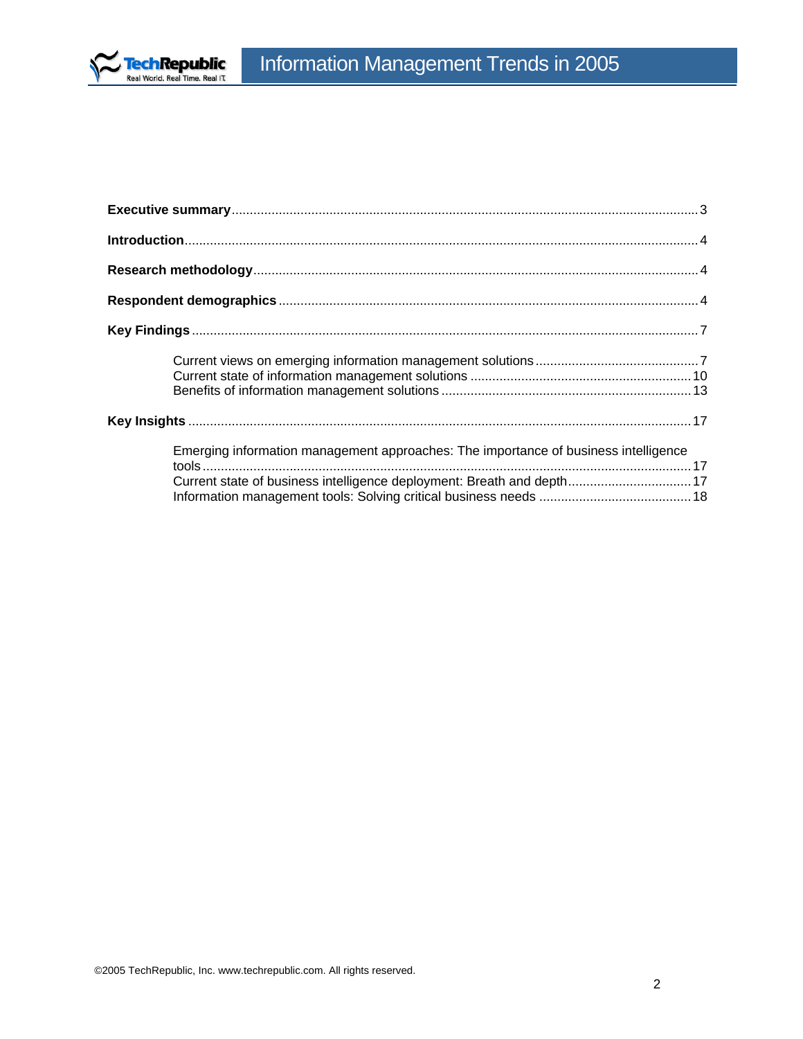**Executive summary** ........................................................................................................ 3

**Introduction** ..................................................................................................................... 4

**Research methodology** ................................................................................................. 4

**Respondent demographics** .......................................................................................... 4

**Key Findings** ................................................................................................................... 7

- Current views on emerging information management solutions ............................... 7
- Current state of information management solutions ................................................ 10
- Benefits of information management solutions ........................................................ 13

**Key Insights** .................................................................................................................. 17

- Emerging information management approaches: The importance of business intelligence tools ........................................................................................................................ 17
- Current state of business intelligence deployment: Breath and depth ...................... 17
- Information management tools: Solving critical business needs ............................... 18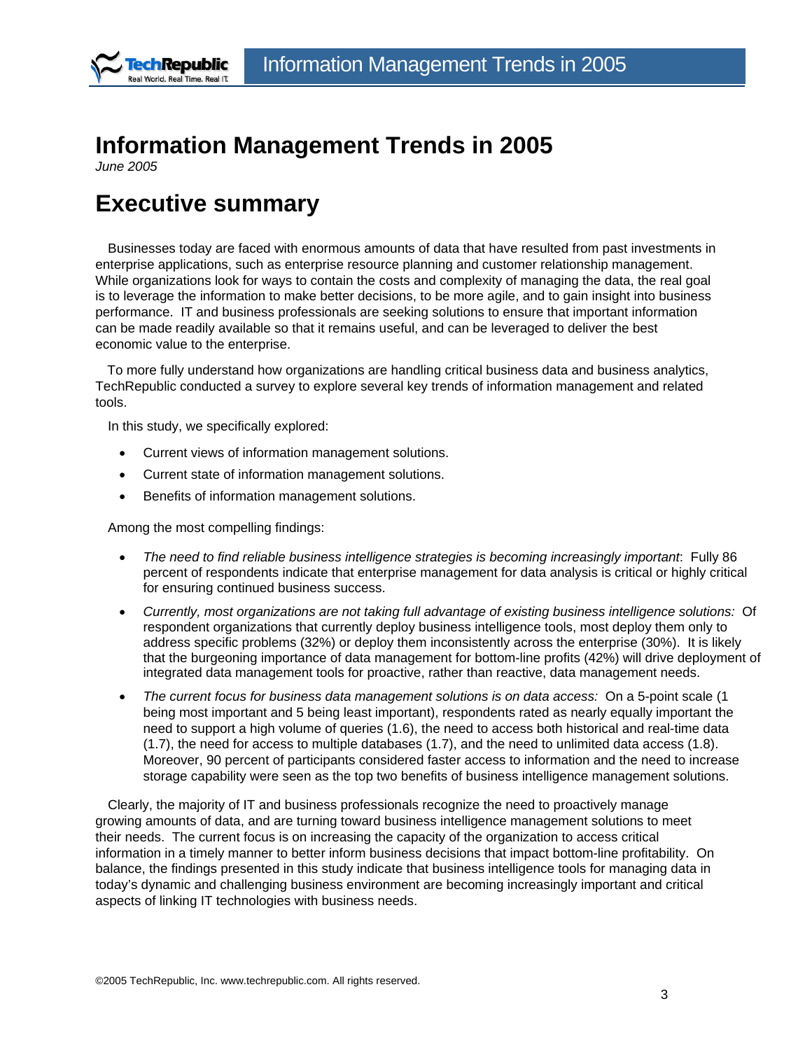# Information Management Trends in 2005

*June 2005*

## Executive summary

Businesses today are faced with enormous amounts of data that have resulted from past investments in enterprise applications, such as enterprise resource planning and customer relationship management. While organizations look for ways to contain the costs and complexity of managing the data, the real goal is to leverage the information to make better decisions, to be more agile, and to gain insight into business performance. IT and business professionals are seeking solutions to ensure that important information can be made readily available so that it remains useful, and can be leveraged to deliver the best economic value to the enterprise.

To more fully understand how organizations are handling critical business data and business analytics, TechRepublic conducted a survey to explore several key trends of information management and related tools.

In this study, we specifically explored:

- Current views of information management solutions.
- Current state of information management solutions.
- Benefits of information management solutions.

Among the most compelling findings:

- *The need to find reliable business intelligence strategies is becoming increasingly important*: Fully 86 percent of respondents indicate that enterprise management for data analysis is critical or highly critical for ensuring continued business success.
- *Currently, most organizations are not taking full advantage of existing business intelligence solutions:* Of respondent organizations that currently deploy business intelligence tools, most deploy them only to address specific problems (32%) or deploy them inconsistently across the enterprise (30%). It is likely that the burgeoning importance of data management for bottom-line profits (42%) will drive deployment of integrated data management tools for proactive, rather than reactive, data management needs.
- *The current focus for business data management solutions is on data access:* On a 5-point scale (1 being most important and 5 being least important), respondents rated as nearly equally important the need to support a high volume of queries (1.6), the need to access both historical and real-time data (1.7), the need for access to multiple databases (1.7), and the need to unlimited data access (1.8). Moreover, 90 percent of participants considered faster access to information and the need to increase storage capability were seen as the top two benefits of business intelligence management solutions.

Clearly, the majority of IT and business professionals recognize the need to proactively manage growing amounts of data, and are turning toward business intelligence management solutions to meet their needs. The current focus is on increasing the capacity of the organization to access critical information in a timely manner to better inform business decisions that impact bottom-line profitability. On balance, the findings presented in this study indicate that business intelligence tools for managing data in today's dynamic and challenging business environment are becoming increasingly important and critical aspects of linking IT technologies with business needs.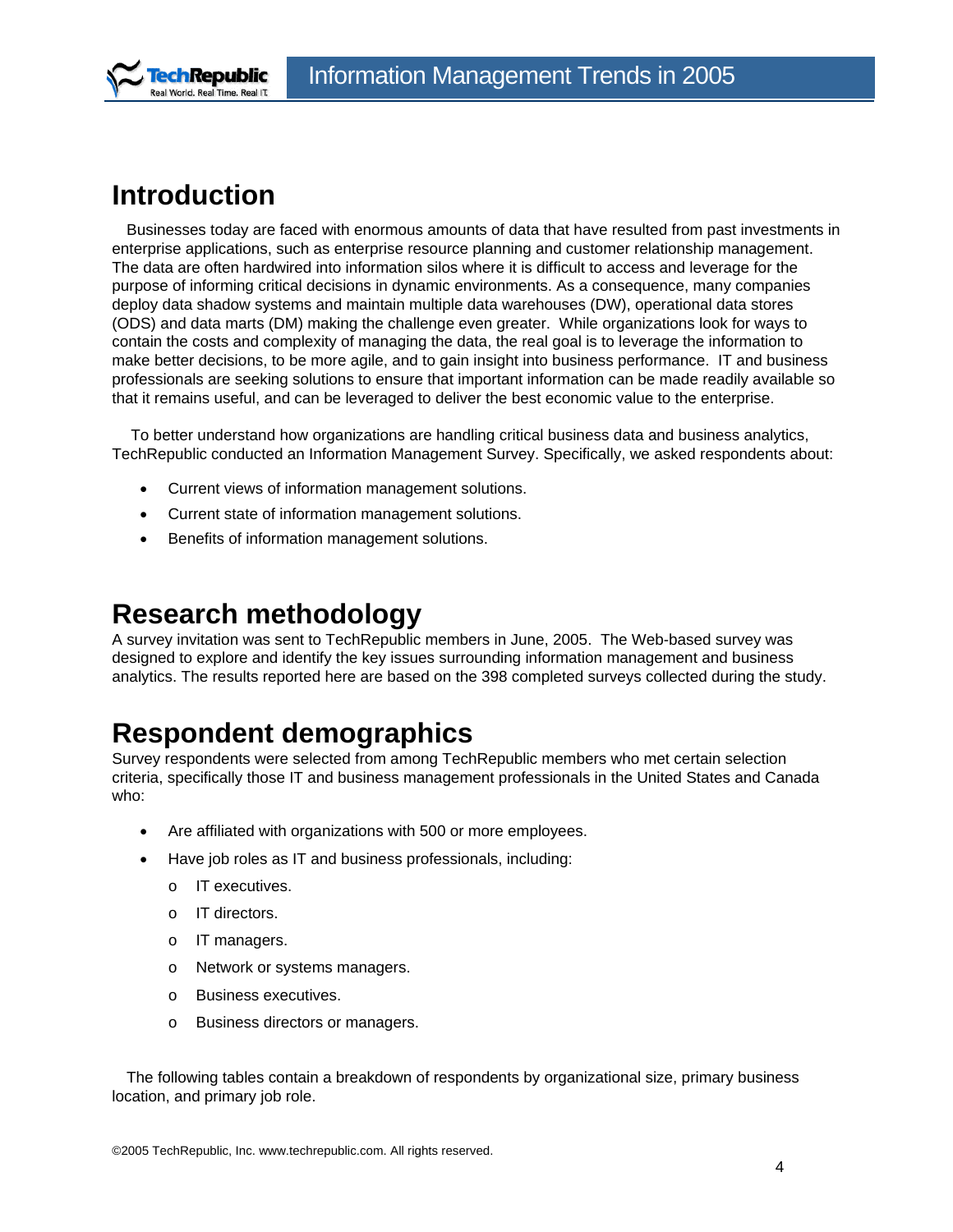# Introduction

Businesses today are faced with enormous amounts of data that have resulted from past investments in enterprise applications, such as enterprise resource planning and customer relationship management. The data are often hardwired into information silos where it is difficult to access and leverage for the purpose of informing critical decisions in dynamic environments. As a consequence, many companies deploy data shadow systems and maintain multiple data warehouses (DW), operational data stores (ODS) and data marts (DM) making the challenge even greater. While organizations look for ways to contain the costs and complexity of managing the data, the real goal is to leverage the information to make better decisions, to be more agile, and to gain insight into business performance. IT and business professionals are seeking solutions to ensure that important information can be made readily available so that it remains useful, and can be leveraged to deliver the best economic value to the enterprise.

To better understand how organizations are handling critical business data and business analytics, TechRepublic conducted an Information Management Survey. Specifically, we asked respondents about:

- Current views of information management solutions.
- Current state of information management solutions.
- Benefits of information management solutions.

# Research methodology

A survey invitation was sent to TechRepublic members in June, 2005. The Web-based survey was designed to explore and identify the key issues surrounding information management and business analytics. The results reported here are based on the 398 completed surveys collected during the study.

# Respondent demographics

Survey respondents were selected from among TechRepublic members who met certain selection criteria, specifically those IT and business management professionals in the United States and Canada who:

- Are affiliated with organizations with 500 or more employees.
- Have job roles as IT and business professionals, including:
  - IT executives.
  - IT directors.
  - IT managers.
  - Network or systems managers.
  - Business executives.
  - Business directors or managers.

The following tables contain a breakdown of respondents by organizational size, primary business location, and primary job role.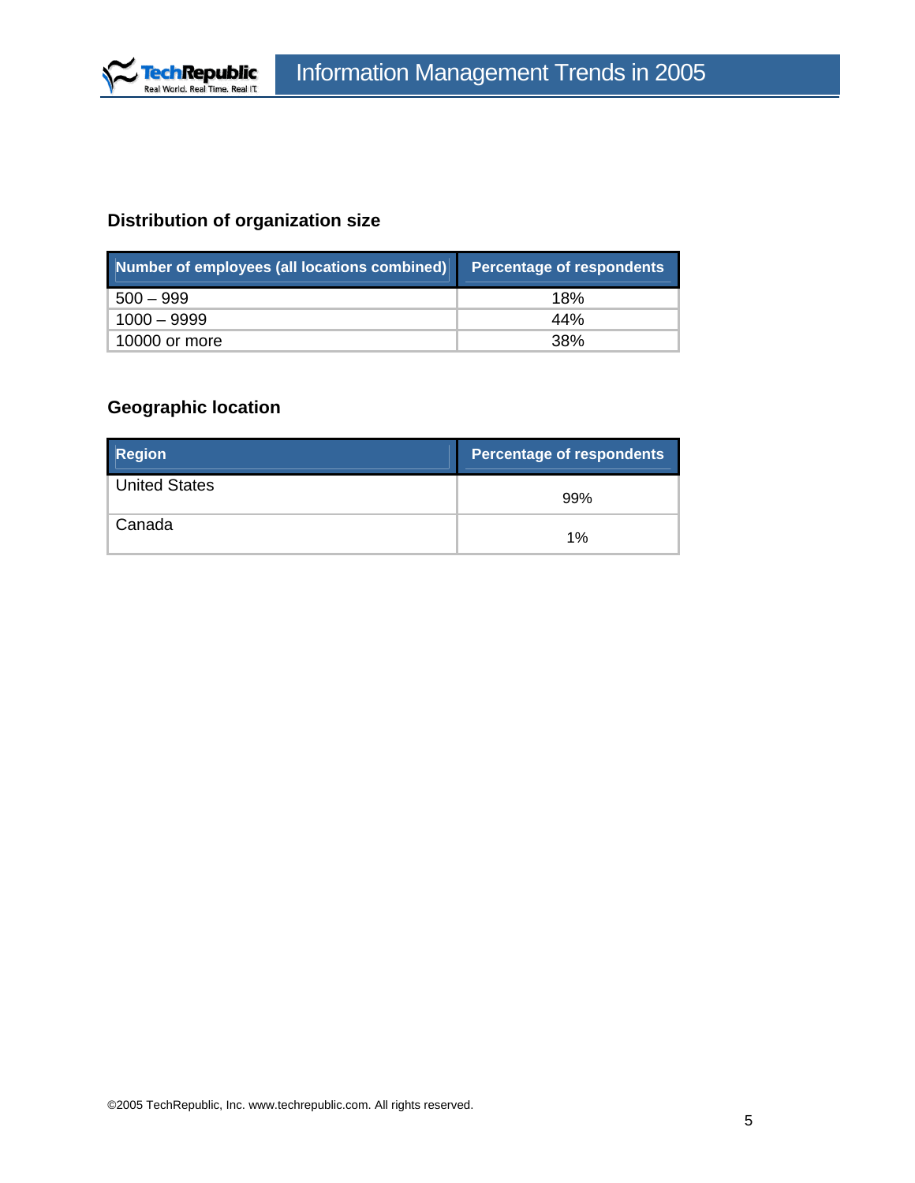## Distribution of organization size

| Number of employees (all locations combined) | Percentage of respondents |
|---|---|
| 500 – 999 | 18% |
| 1000 – 9999 | 44% |
| 10000 or more | 38% |

## Geographic location

| Region | Percentage of respondents |
|---|---|
| United States | 99% |
| Canada | 1% |

©2005 TechRepublic, Inc. www.techrepublic.com. All rights reserved.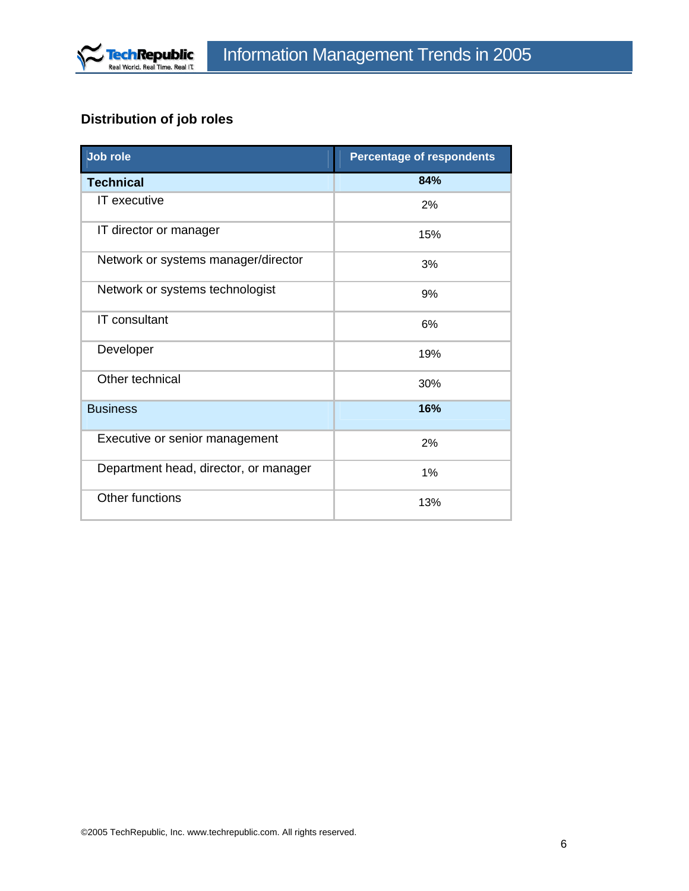## Distribution of job roles

| Job role | Percentage of respondents |
|---|---|
| **Technical** | **84%** |
| IT executive | 2% |
| IT director or manager | 15% |
| Network or systems manager/director | 3% |
| Network or systems technologist | 9% |
| IT consultant | 6% |
| Developer | 19% |
| Other technical | 30% |
| Business | **16%** |
| Executive or senior management | 2% |
| Department head, director, or manager | 1% |
| Other functions | 13% |

©2005 TechRepublic, Inc. www.techrepublic.com. All rights reserved.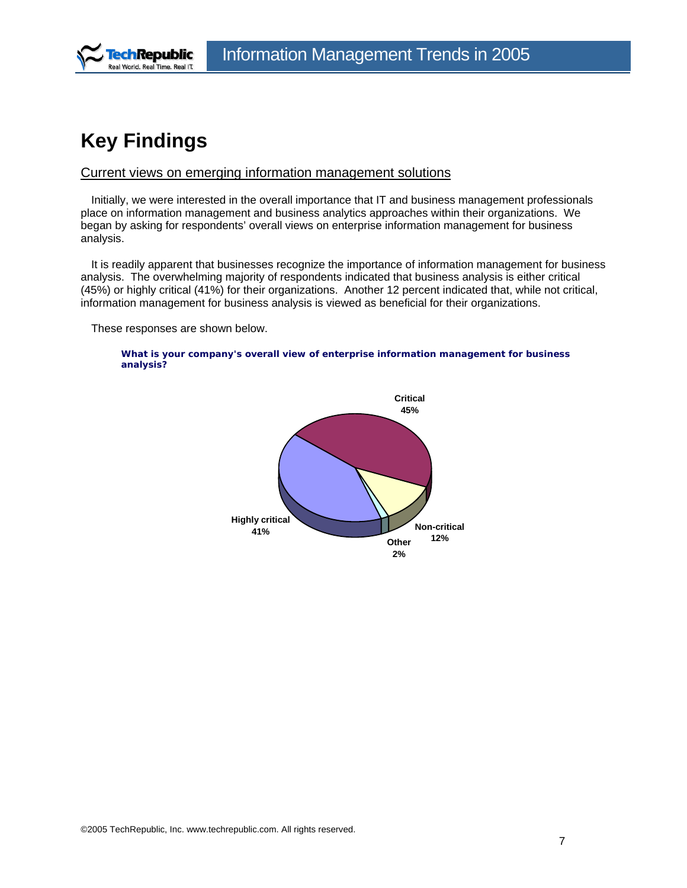# Key Findings

## Current views on emerging information management solutions

Initially, we were interested in the overall importance that IT and business management professionals place on information management and business analytics approaches within their organizations. We began by asking for respondents' overall views on enterprise information management for business analysis.

It is readily apparent that businesses recognize the importance of information management for business analysis. The overwhelming majority of respondents indicated that business analysis is either critical (45%) or highly critical (41%) for their organizations. Another 12 percent indicated that, while not critical, information management for business analysis is viewed as beneficial for their organizations.

These responses are shown below.

**What is your company's overall view of enterprise information management for business analysis?**

Critical 45%

Highly critical 41%

Non-critical 12%

Other 2%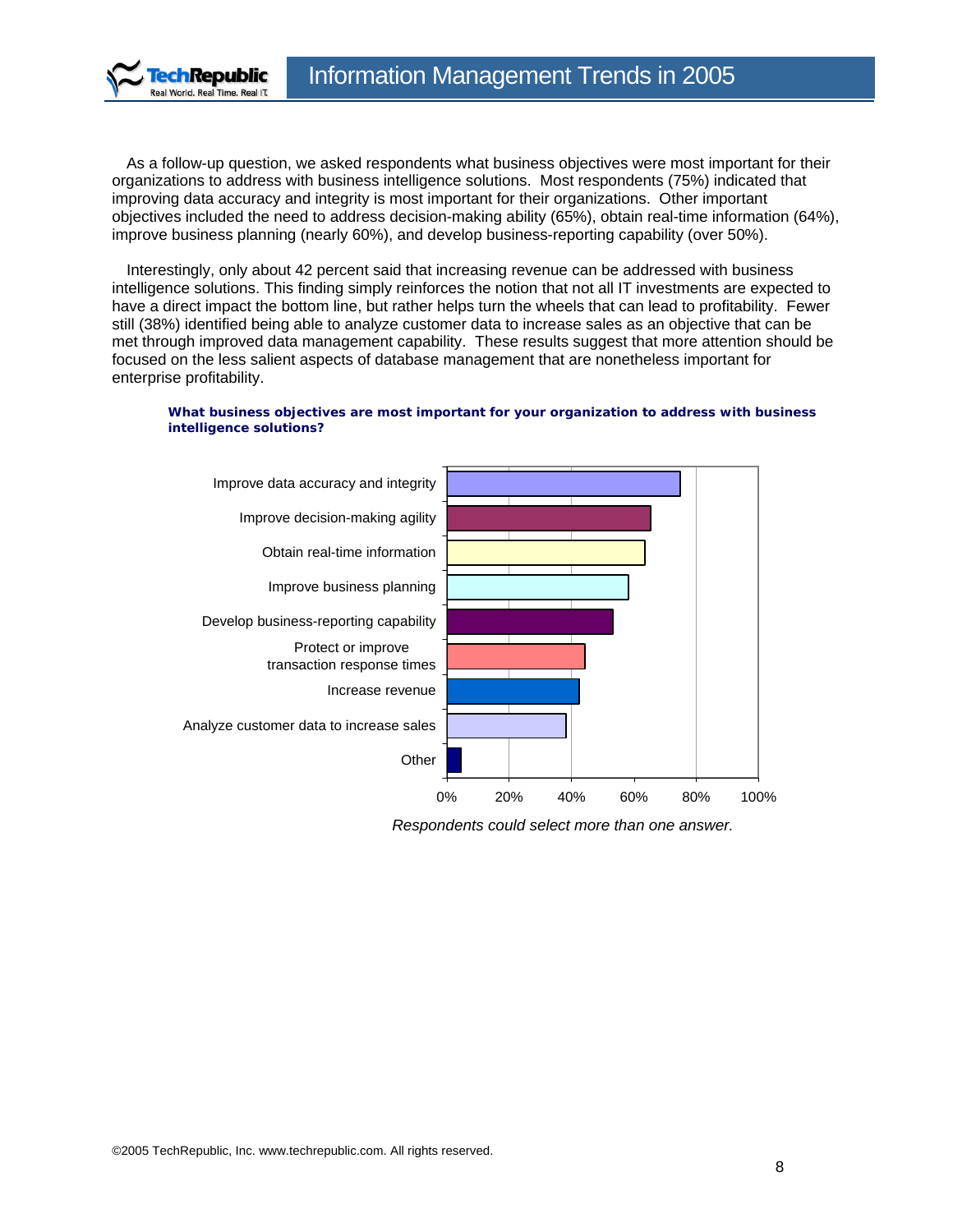As a follow-up question, we asked respondents what business objectives were most important for their organizations to address with business intelligence solutions. Most respondents (75%) indicated that improving data accuracy and integrity is most important for their organizations. Other important objectives included the need to address decision-making ability (65%), obtain real-time information (64%), improve business planning (nearly 60%), and develop business-reporting capability (over 50%).

Interestingly, only about 42 percent said that increasing revenue can be addressed with business intelligence solutions. This finding simply reinforces the notion that not all IT investments are expected to have a direct impact the bottom line, but rather helps turn the wheels that can lead to profitability. Fewer still (38%) identified being able to analyze customer data to increase sales as an objective that can be met through improved data management capability. These results suggest that more attention should be focused on the less salient aspects of database management that are nonetheless important for enterprise profitability.

**What business objectives are most important for your organization to address with business intelligence solutions?**

- Improve data accuracy and integrity
- Improve decision-making agility
- Obtain real-time information
- Improve business planning
- Develop business-reporting capability
- Protect or improve transaction response times
- Increase revenue
- Analyze customer data to increase sales
- Other

0% 20% 40% 60% 80% 100%

*Respondents could select more than one answer.*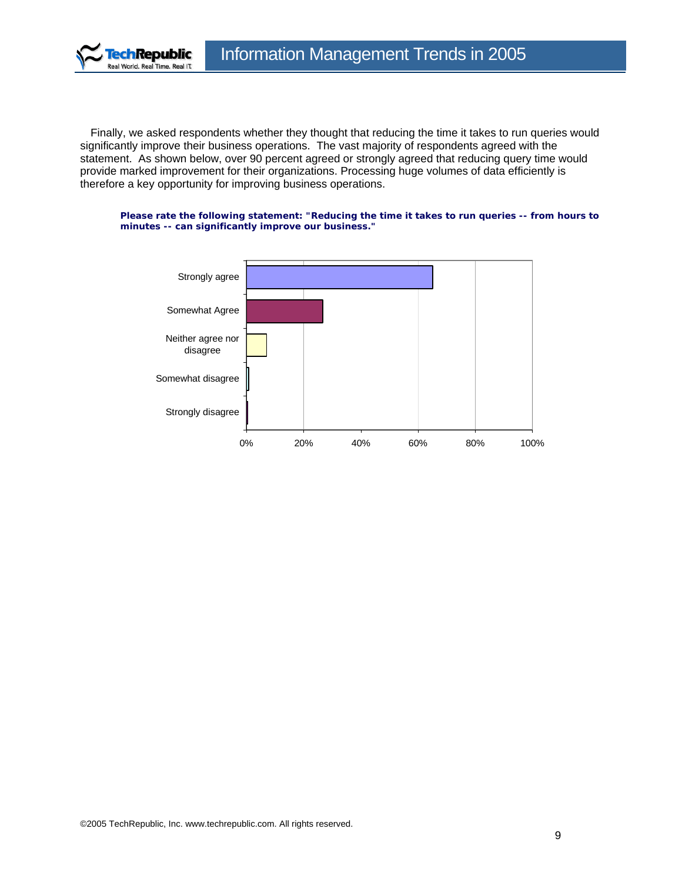Finally, we asked respondents whether they thought that reducing the time it takes to run queries would significantly improve their business operations. The vast majority of respondents agreed with the statement. As shown below, over 90 percent agreed or strongly agreed that reducing query time would provide marked improvement for their organizations. Processing huge volumes of data efficiently is therefore a key opportunity for improving business operations.

**Please rate the following statement: "Reducing the time it takes to run queries -- from hours to minutes -- can significantly improve our business."**

Strongly agree

Somewhat Agree

Neither agree nor disagree

Somewhat disagree

Strongly disagree

0% 20% 40% 60% 80% 100%

©2005 TechRepublic, Inc. www.techrepublic.com. All rights reserved.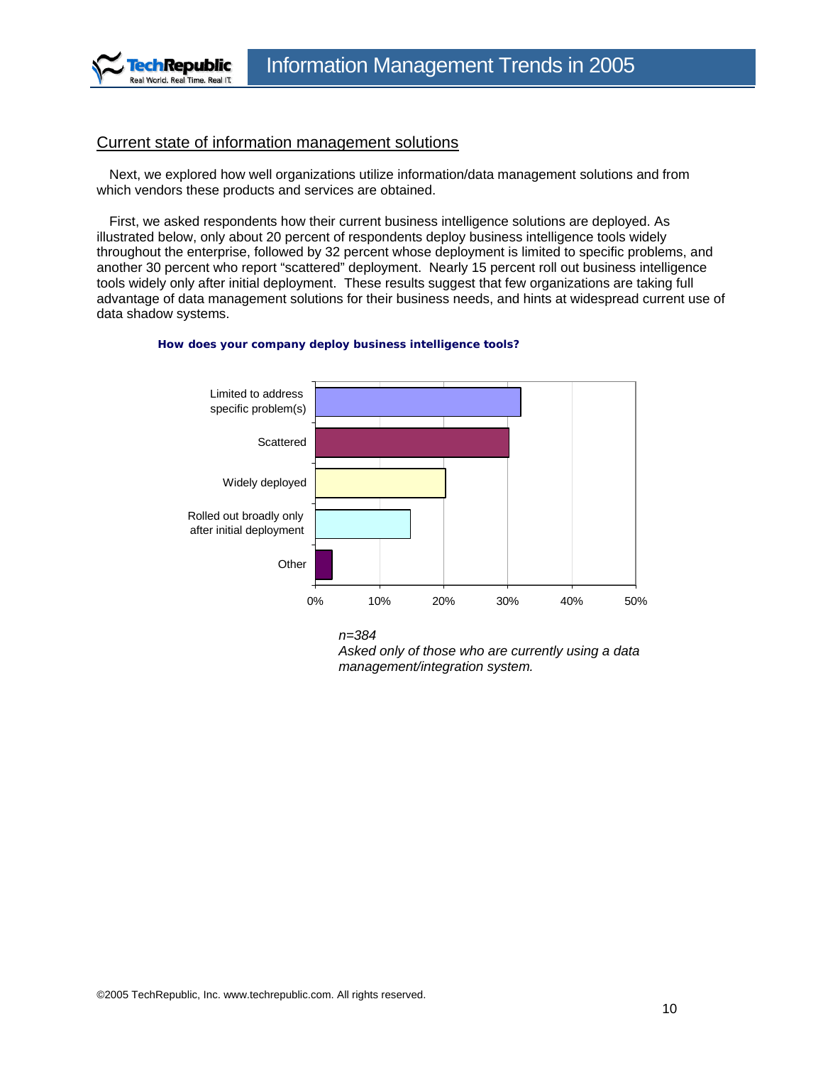## Current state of information management solutions

Next, we explored how well organizations utilize information/data management solutions and from which vendors these products and services are obtained.

First, we asked respondents how their current business intelligence solutions are deployed. As illustrated below, only about 20 percent of respondents deploy business intelligence tools widely throughout the enterprise, followed by 32 percent whose deployment is limited to specific problems, and another 30 percent who report "scattered" deployment. Nearly 15 percent roll out business intelligence tools widely only after initial deployment. These results suggest that few organizations are taking full advantage of data management solutions for their business needs, and hints at widespread current use of data shadow systems.

**How does your company deploy business intelligence tools?**

| Response | Percent (approx.) |
|---|---|
| Limited to address specific problem(s) | 32% |
| Scattered | 30% |
| Widely deployed | 20% |
| Rolled out broadly only after initial deployment | 15% |
| Other | 3% |

*n=384*
*Asked only of those who are currently using a data management/integration system.*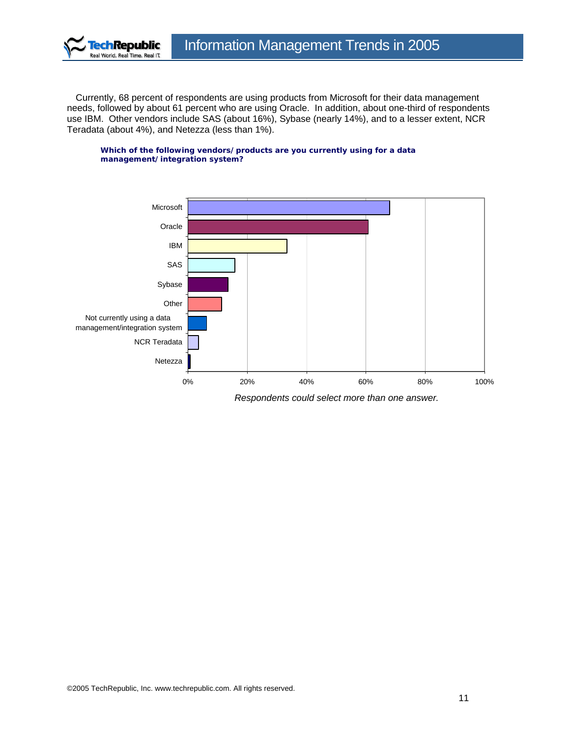Currently, 68 percent of respondents are using products from Microsoft for their data management needs, followed by about 61 percent who are using Oracle. In addition, about one-third of respondents use IBM. Other vendors include SAS (about 16%), Sybase (nearly 14%), and to a lesser extent, NCR Teradata (about 4%), and Netezza (less than 1%).

**Which of the following vendors/products are you currently using for a data management/integration system?**

Microsoft

Oracle

IBM

SAS

Sybase

Other

Not currently using a data management/integration system

NCR Teradata

Netezza

0% 20% 40% 60% 80% 100%

*Respondents could select more than one answer.*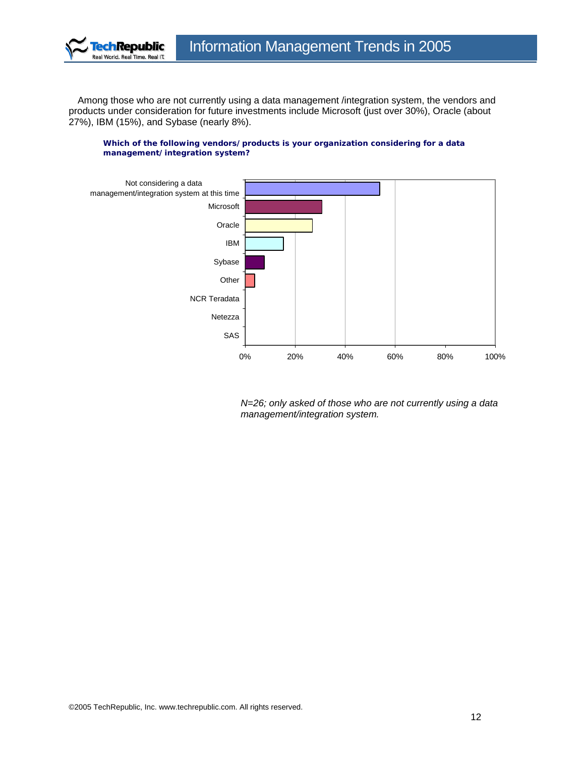Among those who are not currently using a data management /integration system, the vendors and products under consideration for future investments include Microsoft (just over 30%), Oracle (about 27%), IBM (15%), and Sybase (nearly 8%).

**Which of the following vendors/products is your organization considering for a data management/integration system?**

| Response | Percentage (approx.) |
|---|---|
| Not considering a data management/integration system at this time | ~54% |
| Microsoft | ~31% |
| Oracle | ~27% |
| IBM | ~15% |
| Sybase | ~8% |
| Other | ~4% |
| NCR Teradata | 0% |
| Netezza | 0% |
| SAS | 0% |

*N=26; only asked of those who are not currently using a data management/integration system.*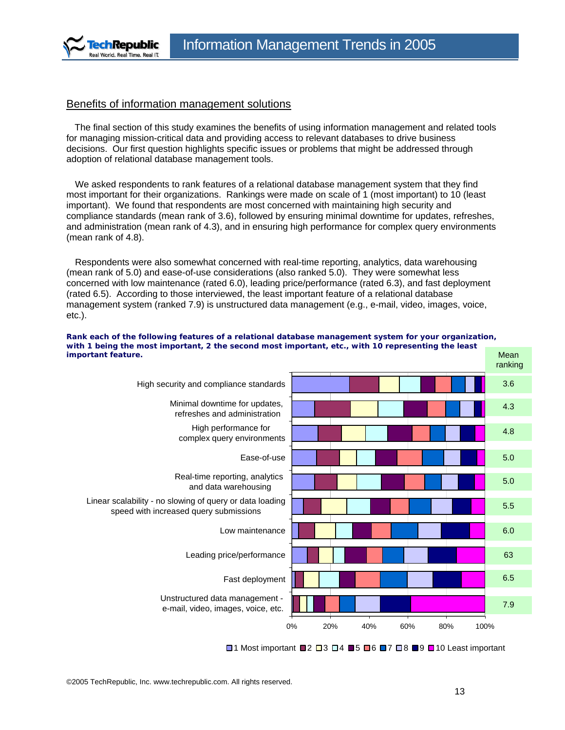## Benefits of information management solutions

The final section of this study examines the benefits of using information management and related tools for managing mission-critical data and providing access to relevant databases to drive business decisions. Our first question highlights specific issues or problems that might be addressed through adoption of relational database management tools.

We asked respondents to rank features of a relational database management system that they find most important for their organizations. Rankings were made on scale of 1 (most important) to 10 (least important). We found that respondents are most concerned with maintaining high security and compliance standards (mean rank of 3.6), followed by ensuring minimal downtime for updates, refreshes, and administration (mean rank of 4.3), and in ensuring high performance for complex query environments (mean rank of 4.8).

Respondents were also somewhat concerned with real-time reporting, analytics, data warehousing (mean rank of 5.0) and ease-of-use considerations (also ranked 5.0). They were somewhat less concerned with low maintenance (rated 6.0), leading price/performance (rated 6.3), and fast deployment (rated 6.5). According to those interviewed, the least important feature of a relational database management system (ranked 7.9) is unstructured data management (e.g., e-mail, video, images, voice, etc.).

***Rank each of the following features of a relational database management system for your organization, with 1 being the most important, 2 the second most important, etc., with 10 representing the least important feature.***

| Feature | Mean ranking |
|---|---|
| High security and compliance standards | 3.6 |
| Minimal downtime for updates, refreshes and administration | 4.3 |
| High performance for complex query environments | 4.8 |
| Ease-of-use | 5.0 |
| Real-time reporting, analytics and data warehousing | 5.0 |
| Linear scalability - no slowing of query or data loading speed with increased query submissions | 5.5 |
| Low maintenance | 6.0 |
| Leading price/performance | 63 |
| Fast deployment | 6.5 |
| Unstructured data management - e-mail, video, images, voice, etc. | 7.9 |

Legend: 1 Most important, 2, 3, 4, 5, 6, 7, 8, 9, 10 Least important (axis 0%–100%)

©2005 TechRepublic, Inc. www.techrepublic.com. All rights reserved.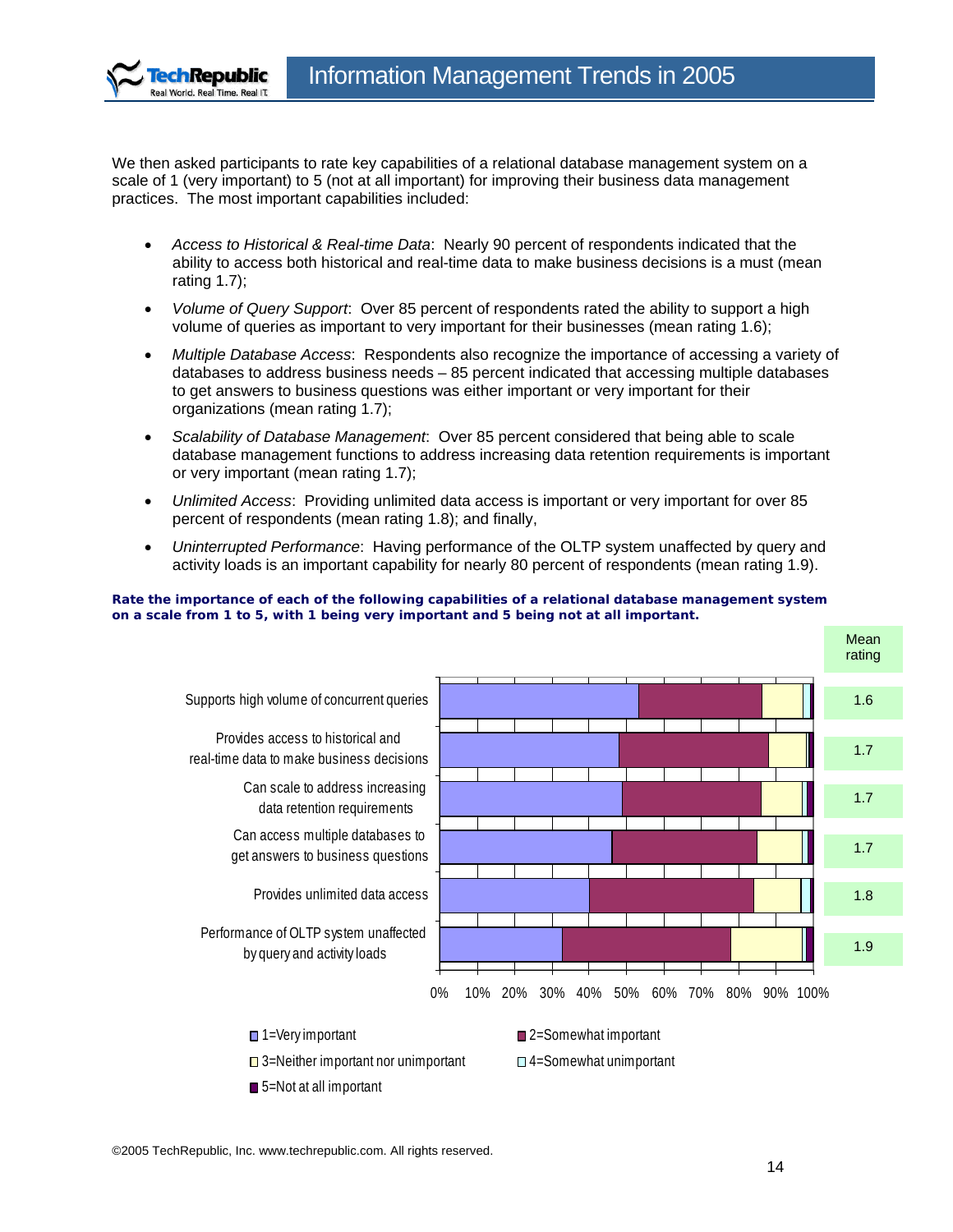We then asked participants to rate key capabilities of a relational database management system on a scale of 1 (very important) to 5 (not at all important) for improving their business data management practices. The most important capabilities included:

- *Access to Historical & Real-time Data*: Nearly 90 percent of respondents indicated that the ability to access both historical and real-time data to make business decisions is a must (mean rating 1.7);
- *Volume of Query Support*: Over 85 percent of respondents rated the ability to support a high volume of queries as important to very important for their businesses (mean rating 1.6);
- *Multiple Database Access*: Respondents also recognize the importance of accessing a variety of databases to address business needs – 85 percent indicated that accessing multiple databases to get answers to business questions was either important or very important for their organizations (mean rating 1.7);
- *Scalability of Database Management*: Over 85 percent considered that being able to scale database management functions to address increasing data retention requirements is important or very important (mean rating 1.7);
- *Unlimited Access*: Providing unlimited data access is important or very important for over 85 percent of respondents (mean rating 1.8); and finally,
- *Uninterrupted Performance*: Having performance of the OLTP system unaffected by query and activity loads is an important capability for nearly 80 percent of respondents (mean rating 1.9).

**Rate the importance of each of the following capabilities of a relational database management system on a scale from 1 to 5, with 1 being very important and 5 being not at all important.**

| Capability | Mean rating |
|---|---|
| Supports high volume of concurrent queries | 1.6 |
| Provides access to historical and real-time data to make business decisions | 1.7 |
| Can scale to address increasing data retention requirements | 1.7 |
| Can access multiple databases to get answers to business questions | 1.7 |
| Provides unlimited data access | 1.8 |
| Performance of OLTP system unaffected by query and activity loads | 1.9 |

Legend: 1=Very important; 2=Somewhat important; 3=Neither important nor unimportant; 4=Somewhat unimportant; 5=Not at all important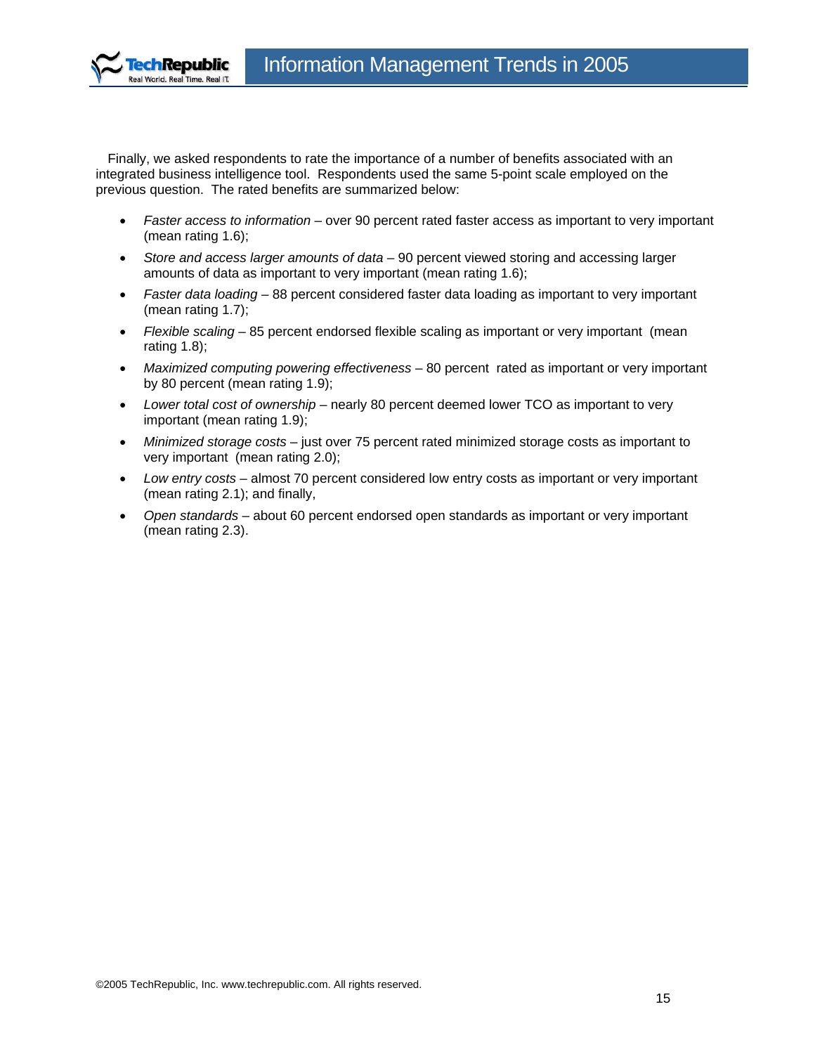Finally, we asked respondents to rate the importance of a number of benefits associated with an integrated business intelligence tool. Respondents used the same 5-point scale employed on the previous question. The rated benefits are summarized below:

- *Faster access to information* – over 90 percent rated faster access as important to very important (mean rating 1.6);
- *Store and access larger amounts of data* – 90 percent viewed storing and accessing larger amounts of data as important to very important (mean rating 1.6);
- *Faster data loading* – 88 percent considered faster data loading as important to very important (mean rating 1.7);
- *Flexible scaling* – 85 percent endorsed flexible scaling as important or very important (mean rating 1.8);
- *Maximized computing powering effectiveness* – 80 percent rated as important or very important by 80 percent (mean rating 1.9);
- *Lower total cost of ownership* – nearly 80 percent deemed lower TCO as important to very important (mean rating 1.9);
- *Minimized storage costs* – just over 75 percent rated minimized storage costs as important to very important (mean rating 2.0);
- *Low entry costs* – almost 70 percent considered low entry costs as important or very important (mean rating 2.1); and finally,
- *Open standards* – about 60 percent endorsed open standards as important or very important (mean rating 2.3).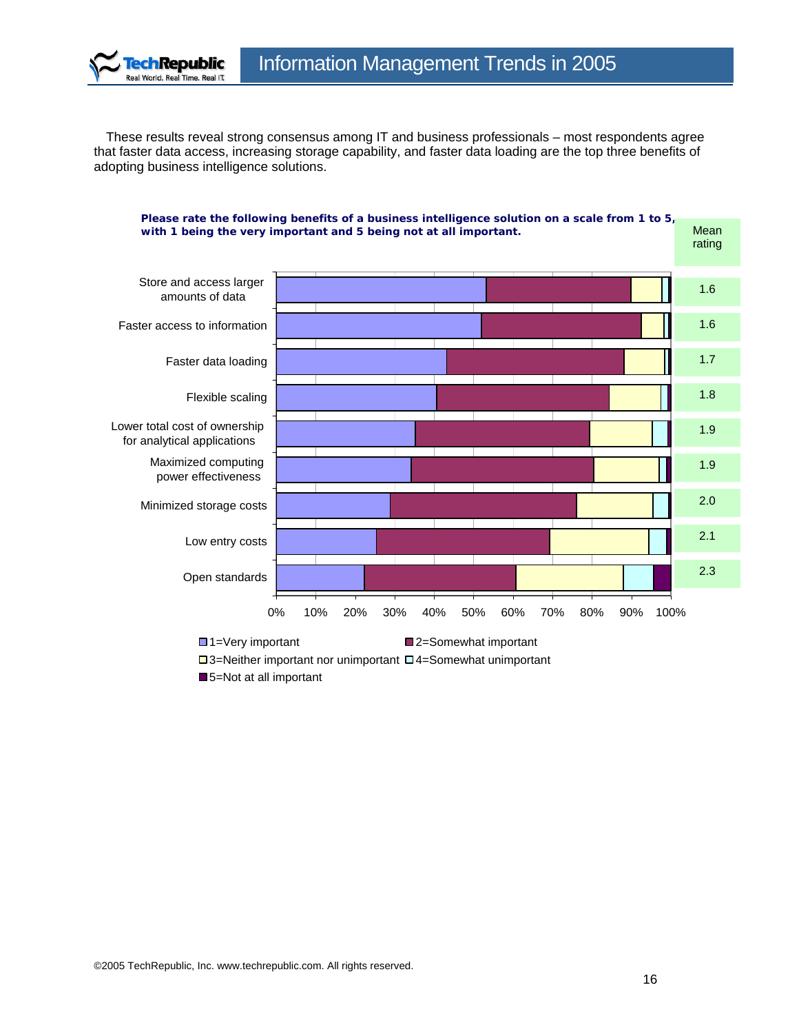These results reveal strong consensus among IT and business professionals – most respondents agree that faster data access, increasing storage capability, and faster data loading are the top three benefits of adopting business intelligence solutions.

**Please rate the following benefits of a business intelligence solution on a scale from 1 to 5, with 1 being the very important and 5 being not at all important.**

| Benefit | Mean rating |
|---|---|
| Store and access larger amounts of data | 1.6 |
| Faster access to information | 1.6 |
| Faster data loading | 1.7 |
| Flexible scaling | 1.8 |
| Lower total cost of ownership for analytical applications | 1.9 |
| Maximized computing power effectiveness | 1.9 |
| Minimized storage costs | 2.0 |
| Low entry costs | 2.1 |
| Open standards | 2.3 |

1=Very important; 2=Somewhat important; 3=Neither important nor unimportant; 4=Somewhat unimportant; 5=Not at all important

©2005 TechRepublic, Inc. www.techrepublic.com. All rights reserved.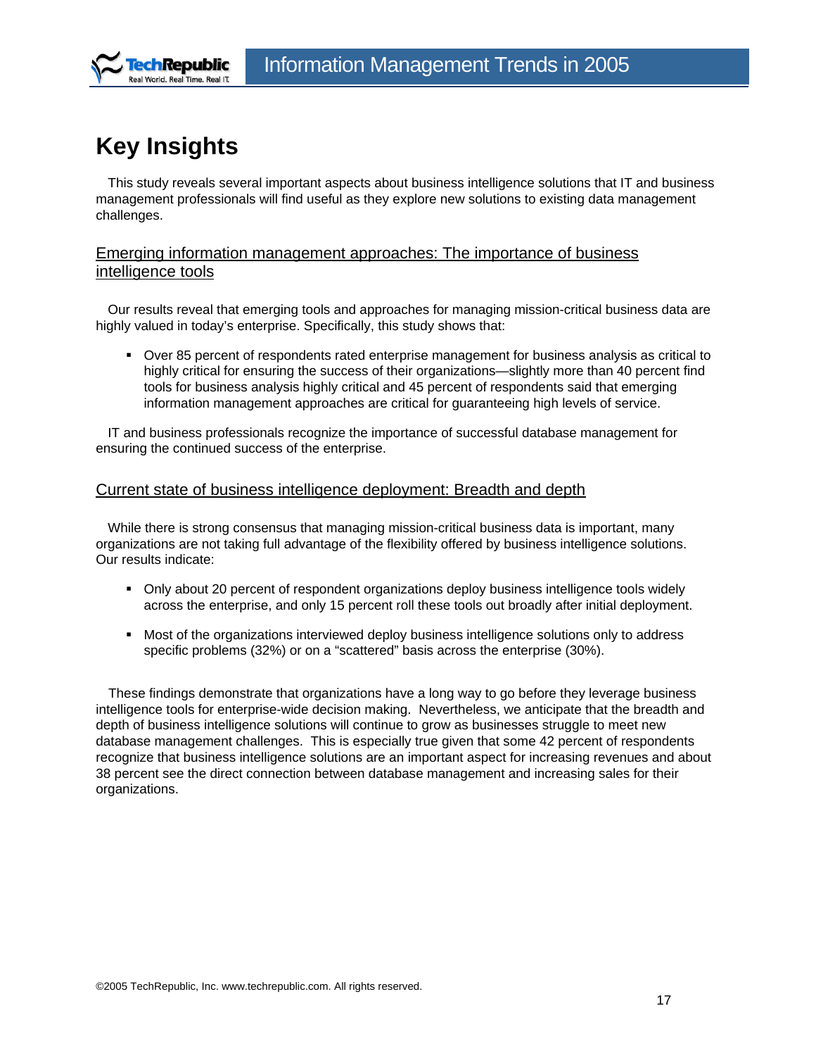# Key Insights

This study reveals several important aspects about business intelligence solutions that IT and business management professionals will find useful as they explore new solutions to existing data management challenges.

## Emerging information management approaches: The importance of business intelligence tools

Our results reveal that emerging tools and approaches for managing mission-critical business data are highly valued in today's enterprise. Specifically, this study shows that:

- Over 85 percent of respondents rated enterprise management for business analysis as critical to highly critical for ensuring the success of their organizations—slightly more than 40 percent find tools for business analysis highly critical and 45 percent of respondents said that emerging information management approaches are critical for guaranteeing high levels of service.

IT and business professionals recognize the importance of successful database management for ensuring the continued success of the enterprise.

## Current state of business intelligence deployment: Breadth and depth

While there is strong consensus that managing mission-critical business data is important, many organizations are not taking full advantage of the flexibility offered by business intelligence solutions. Our results indicate:

- Only about 20 percent of respondent organizations deploy business intelligence tools widely across the enterprise, and only 15 percent roll these tools out broadly after initial deployment.
- Most of the organizations interviewed deploy business intelligence solutions only to address specific problems (32%) or on a "scattered" basis across the enterprise (30%).

These findings demonstrate that organizations have a long way to go before they leverage business intelligence tools for enterprise-wide decision making. Nevertheless, we anticipate that the breadth and depth of business intelligence solutions will continue to grow as businesses struggle to meet new database management challenges. This is especially true given that some 42 percent of respondents recognize that business intelligence solutions are an important aspect for increasing revenues and about 38 percent see the direct connection between database management and increasing sales for their organizations.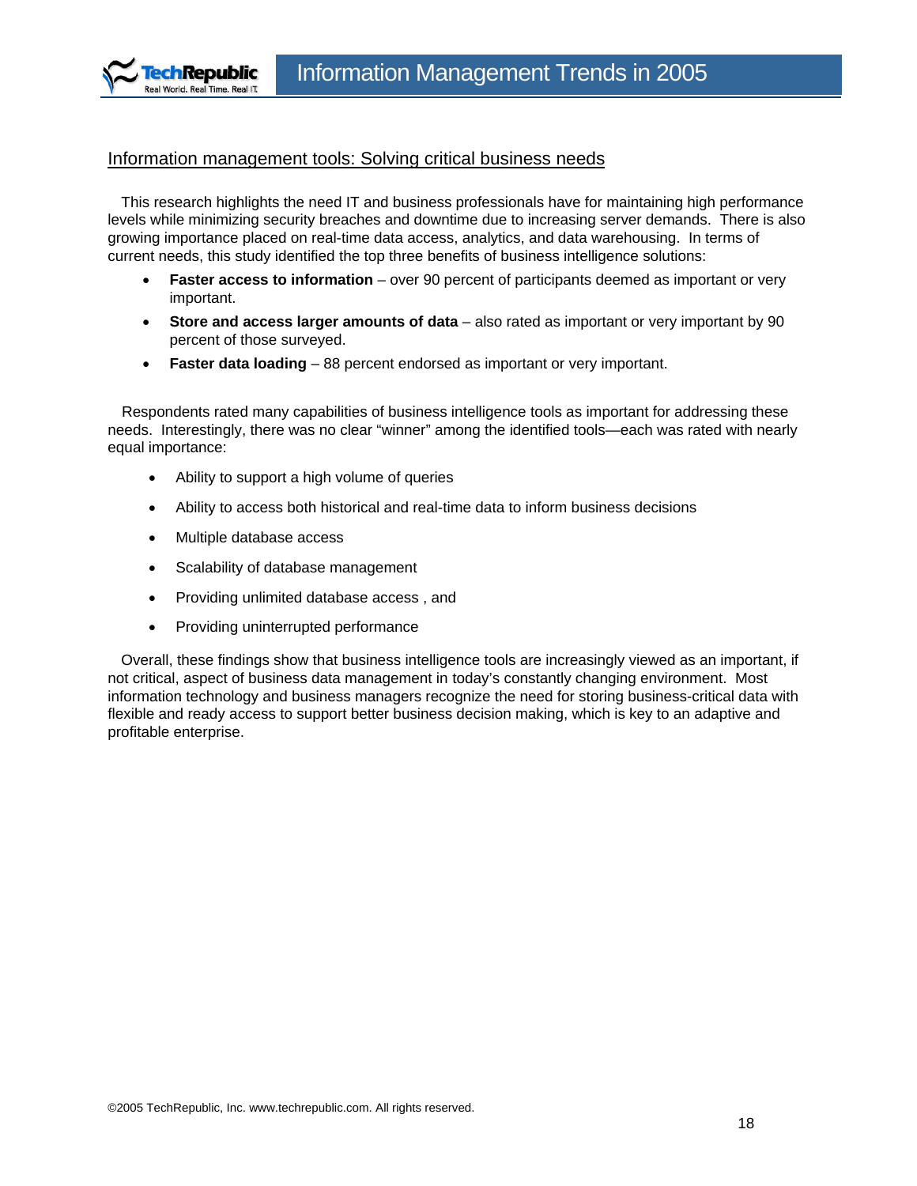## Information management tools: Solving critical business needs

This research highlights the need IT and business professionals have for maintaining high performance levels while minimizing security breaches and downtime due to increasing server demands. There is also growing importance placed on real-time data access, analytics, and data warehousing. In terms of current needs, this study identified the top three benefits of business intelligence solutions:

- **Faster access to information** – over 90 percent of participants deemed as important or very important.
- **Store and access larger amounts of data** – also rated as important or very important by 90 percent of those surveyed.
- **Faster data loading** – 88 percent endorsed as important or very important.

Respondents rated many capabilities of business intelligence tools as important for addressing these needs. Interestingly, there was no clear "winner" among the identified tools—each was rated with nearly equal importance:

- Ability to support a high volume of queries
- Ability to access both historical and real-time data to inform business decisions
- Multiple database access
- Scalability of database management
- Providing unlimited database access , and
- Providing uninterrupted performance

Overall, these findings show that business intelligence tools are increasingly viewed as an important, if not critical, aspect of business data management in today's constantly changing environment. Most information technology and business managers recognize the need for storing business-critical data with flexible and ready access to support better business decision making, which is key to an adaptive and profitable enterprise.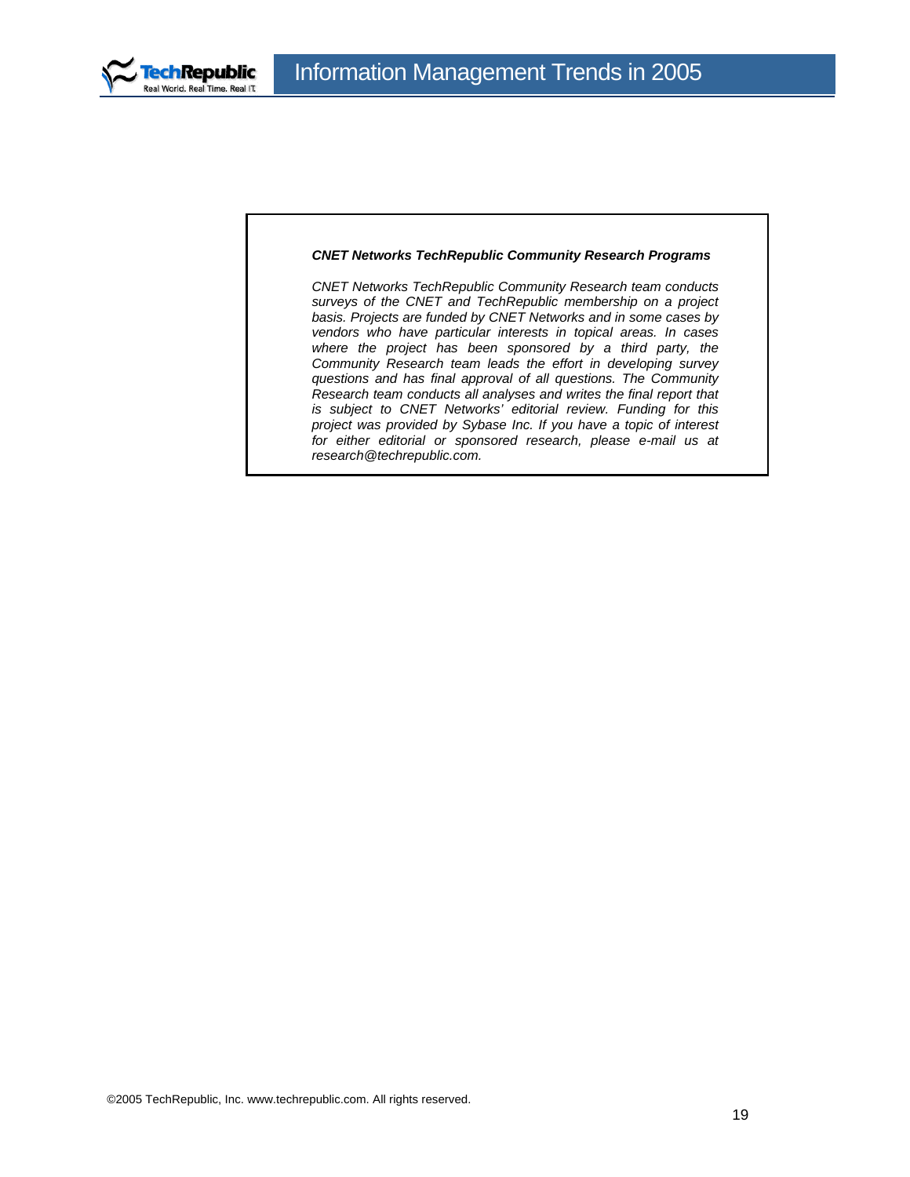***CNET Networks TechRepublic Community Research Programs***

*CNET Networks TechRepublic Community Research team conducts surveys of the CNET and TechRepublic membership on a project basis. Projects are funded by CNET Networks and in some cases by vendors who have particular interests in topical areas. In cases where the project has been sponsored by a third party, the Community Research team leads the effort in developing survey questions and has final approval of all questions. The Community Research team conducts all analyses and writes the final report that is subject to CNET Networks' editorial review. Funding for this project was provided by Sybase Inc. If you have a topic of interest for either editorial or sponsored research, please e-mail us at research@techrepublic.com.*